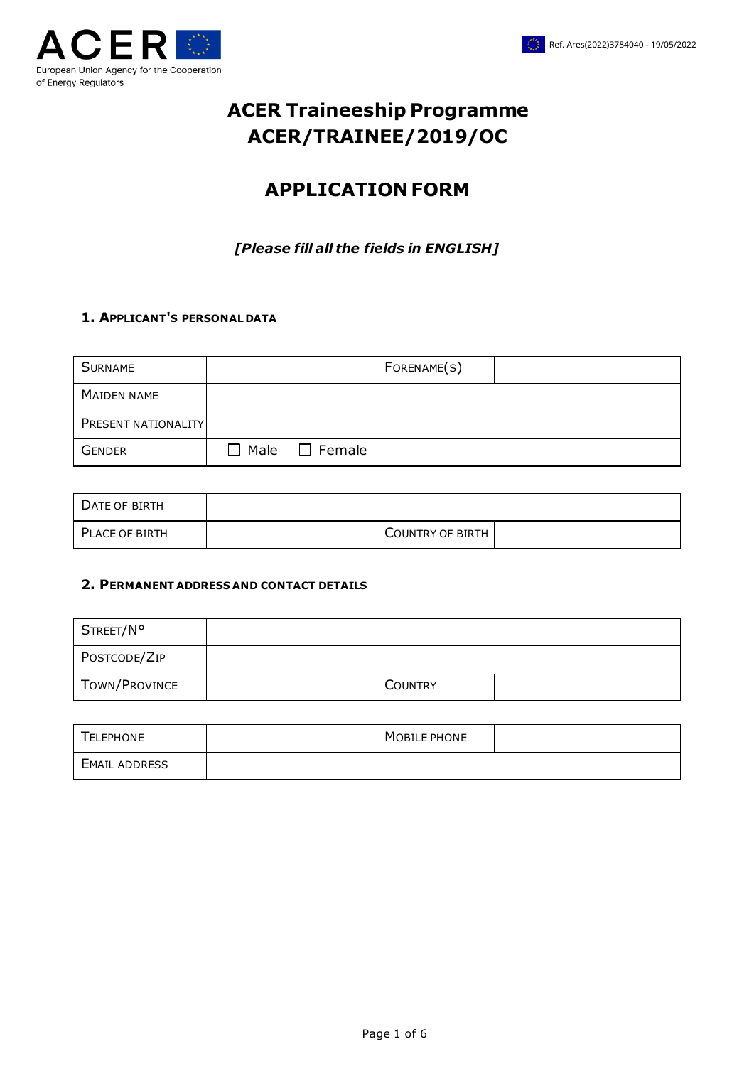ACER

European Union Agency for the Cooperation of Energy Regulators

Ref. Ares(2022)3784040 - 19/05/2022

# ACER Traineeship Programme
# ACER/TRAINEE/2019/OC

## APPLICATION FORM

*[Please fill all the fields in ENGLISH]*

### 1. APPLICANT'S PERSONAL DATA

| SURNAME | | FORENAME(S) | |
|---|---|---|---|
| MAIDEN NAME | | | |
| PRESENT NATIONALITY | | | |
| GENDER | ☐ Male ☐ Female | | |

| DATE OF BIRTH | | | |
|---|---|---|---|
| PLACE OF BIRTH | | COUNTRY OF BIRTH | |

### 2. PERMANENT ADDRESS AND CONTACT DETAILS

| STREET/N° | | | |
|---|---|---|---|
| POSTCODE/ZIP | | | |
| TOWN/PROVINCE | | COUNTRY | |

| TELEPHONE | | MOBILE PHONE | |
|---|---|---|---|
| EMAIL ADDRESS | | | |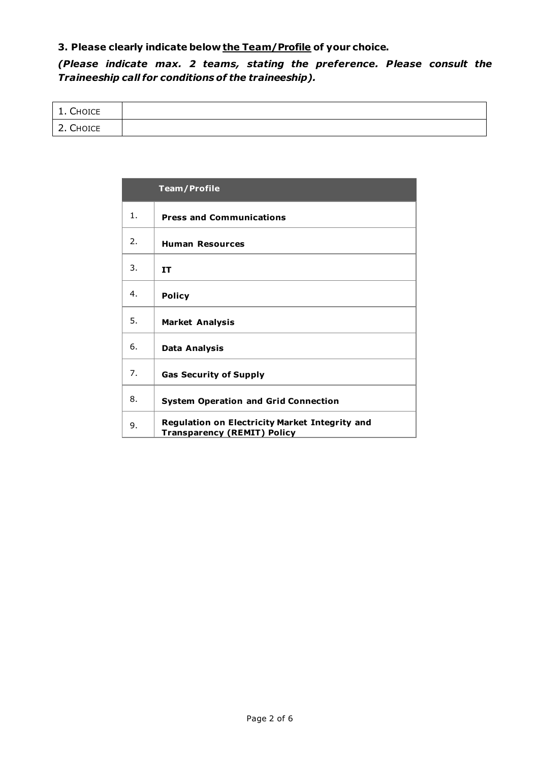**3. Please clearly indicate below <u>the Team/Profile</u> of your choice.**

***(Please indicate max. 2 teams, stating the preference. Please consult the Traineeship call for conditions of the traineeship).***

| | |
|---|---|
| 1. CHOICE | |
| 2. CHOICE | |

| | Team/Profile |
|---|---|
| 1. | **Press and Communications** |
| 2. | **Human Resources** |
| 3. | **IT** |
| 4. | **Policy** |
| 5. | **Market Analysis** |
| 6. | **Data Analysis** |
| 7. | **Gas Security of Supply** |
| 8. | **System Operation and Grid Connection** |
| 9. | **Regulation on Electricity Market Integrity and Transparency (REMIT) Policy** |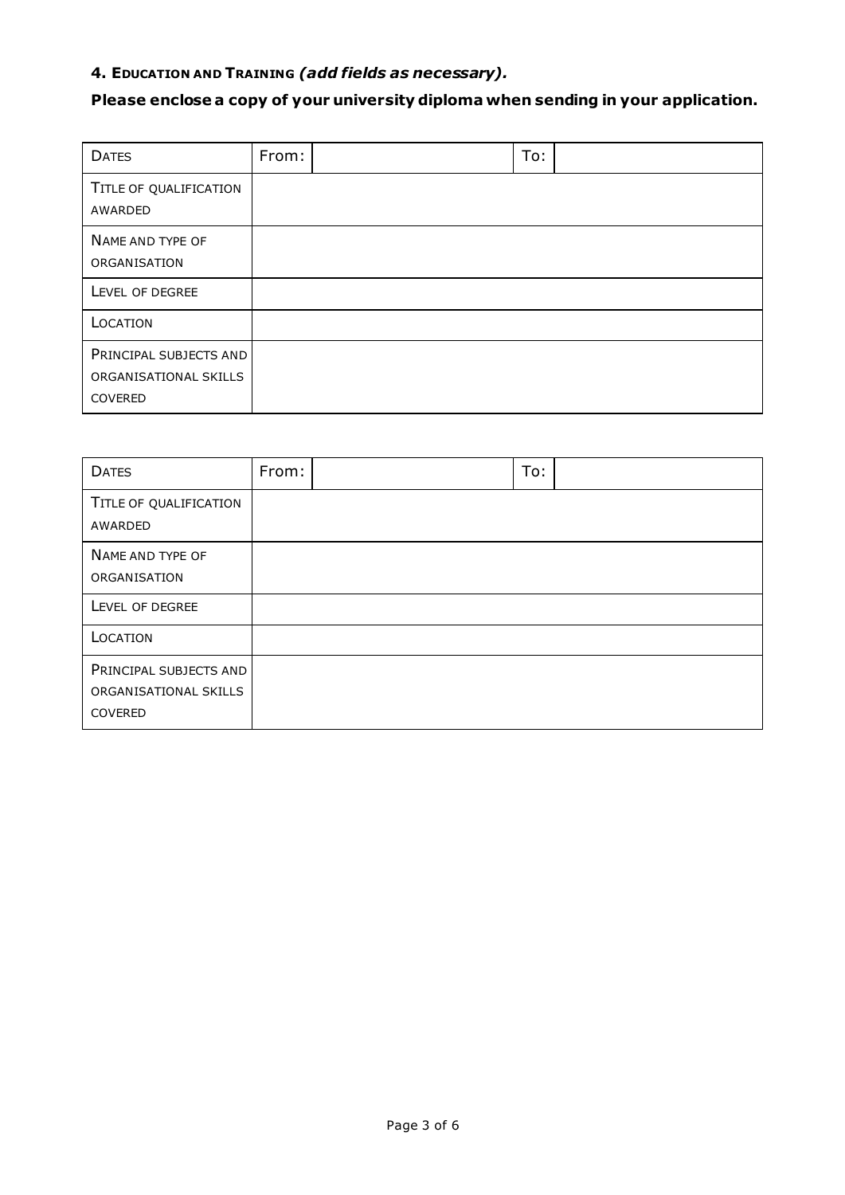### 4. EDUCATION AND TRAINING *(add fields as necessary).*

**Please enclose a copy of your university diploma when sending in your application.**

| DATES | From: | | To: | |
|---|---|---|---|---|
| TITLE OF QUALIFICATION AWARDED | | | | |
| NAME AND TYPE OF ORGANISATION | | | | |
| LEVEL OF DEGREE | | | | |
| LOCATION | | | | |
| PRINCIPAL SUBJECTS AND ORGANISATIONAL SKILLS COVERED | | | | |

| DATES | From: | | To: | |
|---|---|---|---|---|
| TITLE OF QUALIFICATION AWARDED | | | | |
| NAME AND TYPE OF ORGANISATION | | | | |
| LEVEL OF DEGREE | | | | |
| LOCATION | | | | |
| PRINCIPAL SUBJECTS AND ORGANISATIONAL SKILLS COVERED | | | | |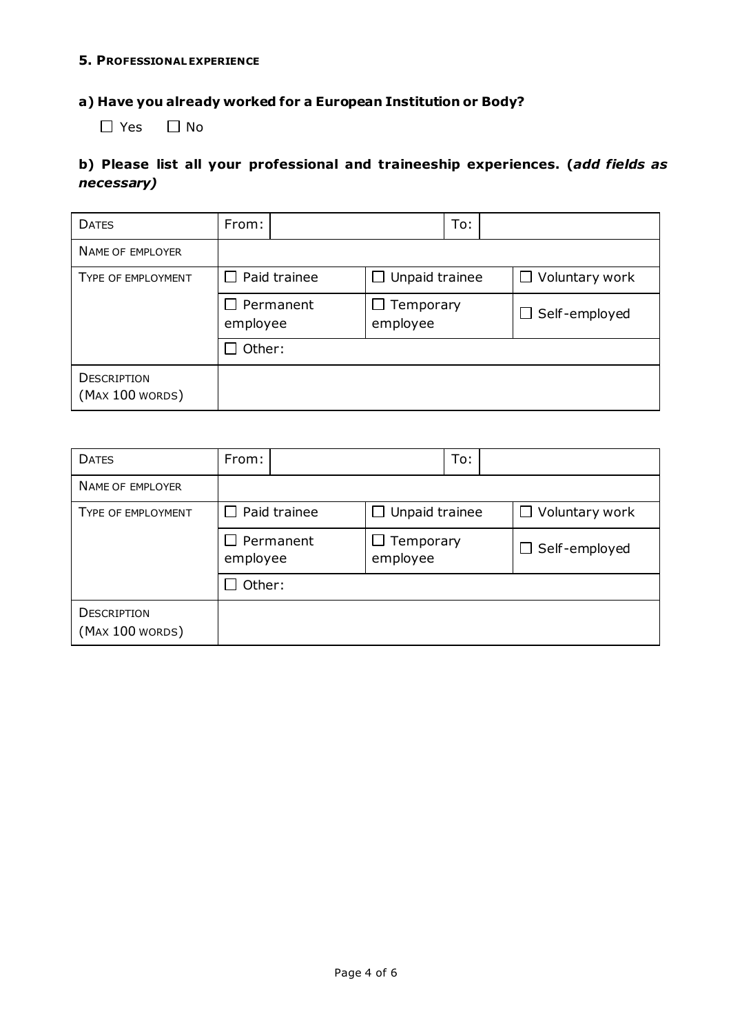#### 5. Professional experience

### a) Have you already worked for a European Institution or Body?

☐ Yes ☐ No

### b) Please list all your professional and traineeship experiences. (*add fields as necessary)*

| DATES | From: | | To: | |
|---|---|---|---|---|
| NAME OF EMPLOYER | | | | |
| TYPE OF EMPLOYMENT | ☐ Paid trainee | ☐ Unpaid trainee | | ☐ Voluntary work |
| | ☐ Permanent employee | ☐ Temporary employee | | ☐ Self-employed |
| | ☐ Other: | | | |
| DESCRIPTION (MAX 100 WORDS) | | | | |

| DATES | From: | | To: | |
|---|---|---|---|---|
| NAME OF EMPLOYER | | | | |
| TYPE OF EMPLOYMENT | ☐ Paid trainee | ☐ Unpaid trainee | | ☐ Voluntary work |
| | ☐ Permanent employee | ☐ Temporary employee | | ☐ Self-employed |
| | ☐ Other: | | | |
| DESCRIPTION (MAX 100 WORDS) | | | | |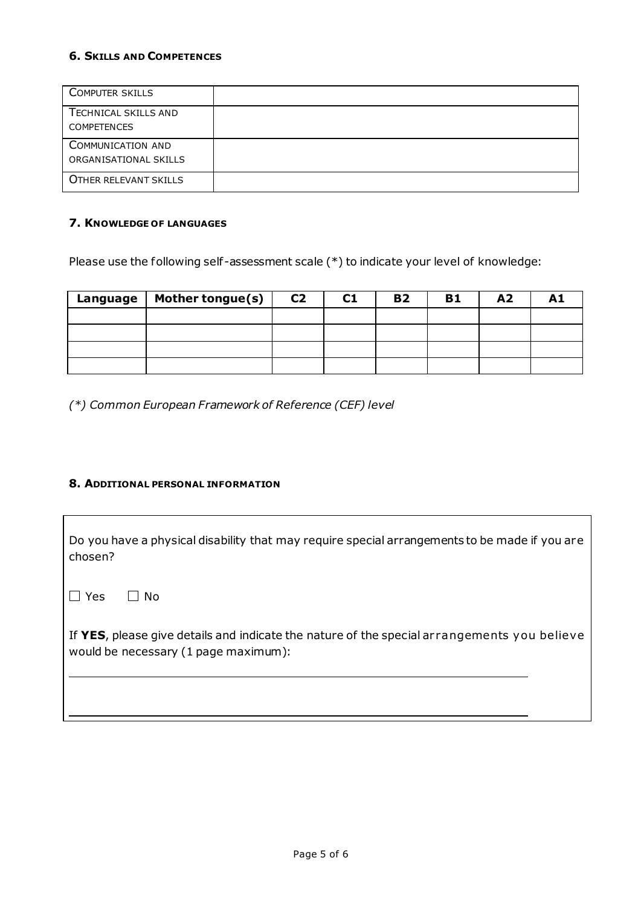#### 6. Skills and Competences

| | |
|---|---|
| COMPUTER SKILLS | |
| TECHNICAL SKILLS AND COMPETENCES | |
| COMMUNICATION AND ORGANISATIONAL SKILLS | |
| OTHER RELEVANT SKILLS | |

#### 7. Knowledge of languages

Please use the following self-assessment scale (*) to indicate your level of knowledge:

| Language | Mother tongue(s) | C2 | C1 | B2 | B1 | A2 | A1 |
|---|---|---|---|---|---|---|---|
| | | | | | | | |
| | | | | | | | |
| | | | | | | | |
| | | | | | | | |

*(*) Common European Framework of Reference (CEF) level*

#### 8. Additional personal information

Do you have a physical disability that may require special arrangements to be made if you are chosen?

☐ Yes ☐ No

If **YES**, please give details and indicate the nature of the special arrangements you believe would be necessary (1 page maximum):

______________________________________________

______________________________________________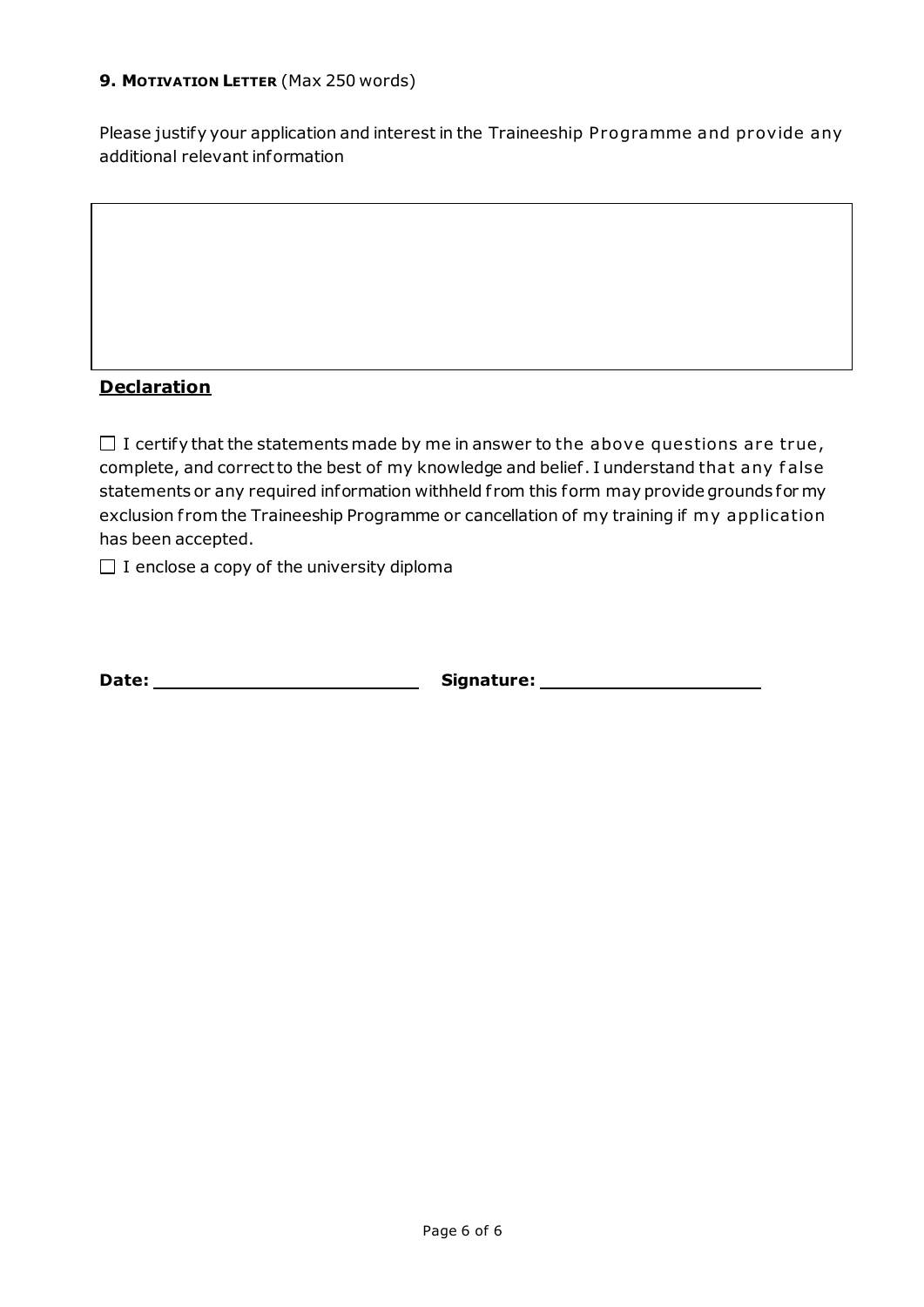**9. MOTIVATION LETTER** (Max 250 words)

Please justify your application and interest in the Traineeship Programme and provide any additional relevant information

| |
|---|
| |

## Declaration

☐ I certify that the statements made by me in answer to the above questions are true, complete, and correct to the best of my knowledge and belief. I understand that any false statements or any required information withheld from this form may provide grounds for my exclusion from the Traineeship Programme or cancellation of my training if my application has been accepted.

☐ I enclose a copy of the university diploma

**Date:** ________________________ **Signature:** ____________________